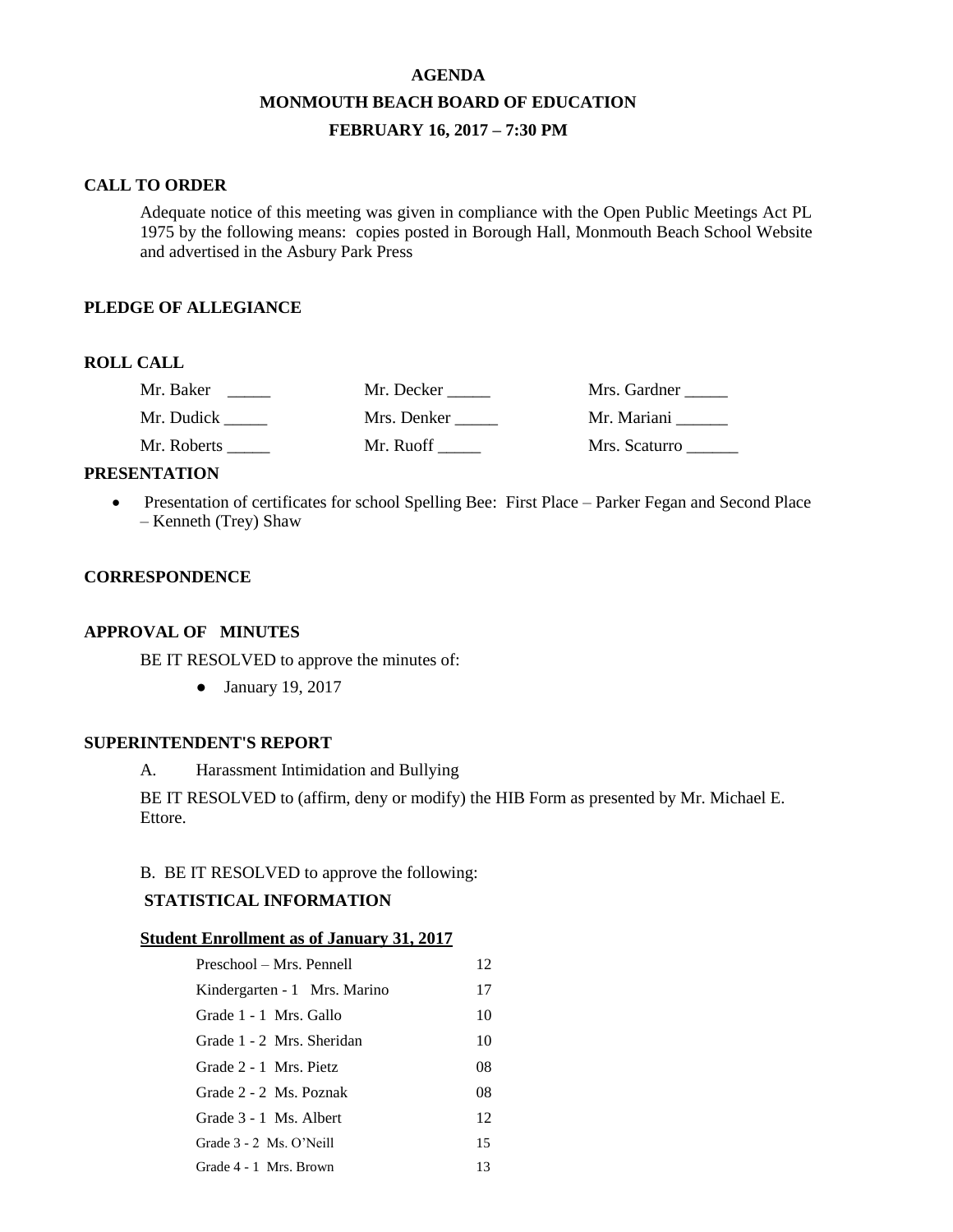# AGENDA
## MONMOUTH BEACH BOARD OF EDUCATION
### FEBRUARY 16, 2017 – 7:30 PM

**CALL TO ORDER**

Adequate notice of this meeting was given in compliance with the Open Public Meetings Act PL 1975 by the following means: copies posted in Borough Hall, Monmouth Beach School Website and advertised in the Asbury Park Press

**PLEDGE OF ALLEGIANCE**

**ROLL CALL**

| | | |
|---|---|---|
| Mr. Baker _____ | Mr. Decker _____ | Mrs. Gardner _____ |
| Mr. Dudick _____ | Mrs. Denker _____ | Mr. Mariani ______ |
| Mr. Roberts _____ | Mr. Ruoff _____ | Mrs. Scaturro ______ |

**PRESENTATION**

- Presentation of certificates for school Spelling Bee: First Place – Parker Fegan and Second Place – Kenneth (Trey) Shaw

**CORRESPONDENCE**

**APPROVAL OF MINUTES**

BE IT RESOLVED to approve the minutes of:

- January 19, 2017

**SUPERINTENDENT'S REPORT**

A. Harassment Intimidation and Bullying

BE IT RESOLVED to (affirm, deny or modify) the HIB Form as presented by Mr. Michael E. Ettore.

B. BE IT RESOLVED to approve the following:

**STATISTICAL INFORMATION**

**Student Enrollment as of January 31, 2017**

| | |
|---|---|
| Preschool – Mrs. Pennell | 12 |
| Kindergarten - 1 Mrs. Marino | 17 |
| Grade 1 - 1 Mrs. Gallo | 10 |
| Grade 1 - 2 Mrs. Sheridan | 10 |
| Grade 2 - 1 Mrs. Pietz | 08 |
| Grade 2 - 2 Ms. Poznak | 08 |
| Grade 3 - 1 Ms. Albert | 12 |
| Grade 3 - 2 Ms. O'Neill | 15 |
| Grade 4 - 1 Mrs. Brown | 13 |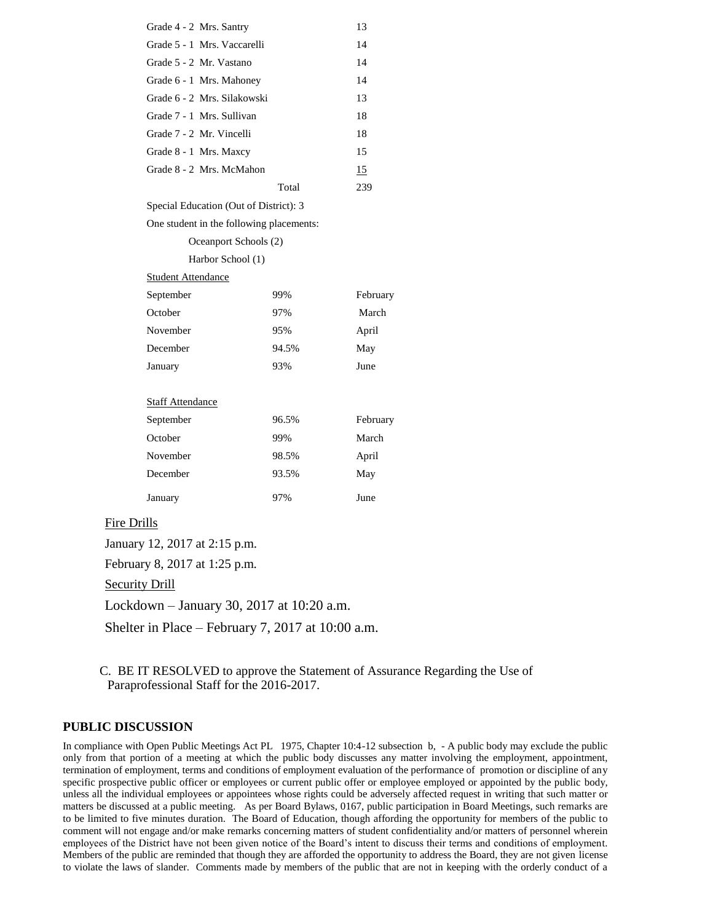| | |
|---|---|
| Grade 4 - 2 Mrs. Santry | 13 |
| Grade 5 - 1 Mrs. Vaccarelli | 14 |
| Grade 5 - 2 Mr. Vastano | 14 |
| Grade 6 - 1 Mrs. Mahoney | 14 |
| Grade 6 - 2 Mrs. Silakowski | 13 |
| Grade 7 - 1 Mrs. Sullivan | 18 |
| Grade 7 - 2 Mr. Vincelli | 18 |
| Grade 8 - 1 Mrs. Maxcy | 15 |
| Grade 8 - 2 Mrs. McMahon | 15 |
| Total | 239 |

Special Education (Out of District): 3

One student in the following placements:

Oceanport Schools (2)

Harbor School (1)

Student Attendance

| | | |
|---|---|---|
| September | 99% | February |
| October | 97% | March |
| November | 95% | April |
| December | 94.5% | May |
| January | 93% | June |

Staff Attendance

| | | |
|---|---|---|
| September | 96.5% | February |
| October | 99% | March |
| November | 98.5% | April |
| December | 93.5% | May |
| January | 97% | June |

Fire Drills

January 12, 2017 at 2:15 p.m.

February 8, 2017 at 1:25 p.m.

Security Drill

Lockdown – January 30, 2017 at 10:20 a.m.

Shelter in Place – February 7, 2017 at 10:00 a.m.

C. BE IT RESOLVED to approve the Statement of Assurance Regarding the Use of Paraprofessional Staff for the 2016-2017.

## PUBLIC DISCUSSION

In compliance with Open Public Meetings Act PL 1975, Chapter 10:4-12 subsection b, - A public body may exclude the public only from that portion of a meeting at which the public body discusses any matter involving the employment, appointment, termination of employment, terms and conditions of employment evaluation of the performance of promotion or discipline of any specific prospective public officer or employees or current public offer or employee employed or appointed by the public body, unless all the individual employees or appointees whose rights could be adversely affected request in writing that such matter or matters be discussed at a public meeting. As per Board Bylaws, 0167, public participation in Board Meetings, such remarks are to be limited to five minutes duration. The Board of Education, though affording the opportunity for members of the public to comment will not engage and/or make remarks concerning matters of student confidentiality and/or matters of personnel wherein employees of the District have not been given notice of the Board's intent to discuss their terms and conditions of employment. Members of the public are reminded that though they are afforded the opportunity to address the Board, they are not given license to violate the laws of slander. Comments made by members of the public that are not in keeping with the orderly conduct of a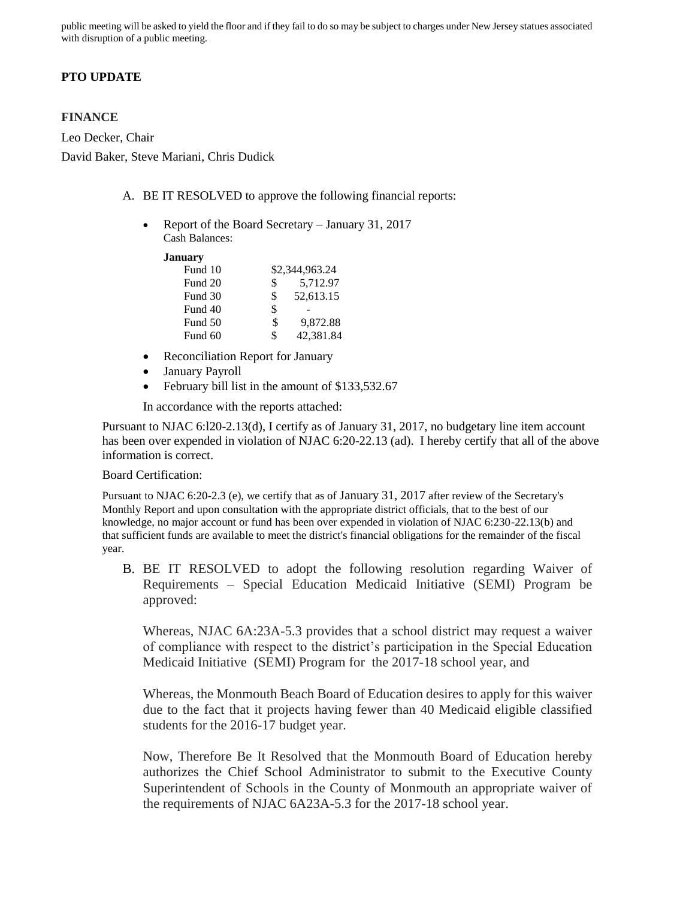public meeting will be asked to yield the floor and if they fail to do so may be subject to charges under New Jersey statues associated with disruption of a public meeting.

**PTO UPDATE**

**FINANCE**

Leo Decker, Chair

David Baker, Steve Mariani, Chris Dudick

A. BE IT RESOLVED to approve the following financial reports:

- Report of the Board Secretary – January 31, 2017
  Cash Balances:

| **January** | |
|---|---|
| Fund 10 | $2,344,963.24 |
| Fund 20 | $ 5,712.97 |
| Fund 30 | $ 52,613.15 |
| Fund 40 | $ - |
| Fund 50 | $ 9,872.88 |
| Fund 60 | $ 42,381.84 |

- Reconciliation Report for January
- January Payroll
- February bill list in the amount of $133,532.67

In accordance with the reports attached:

Pursuant to NJAC 6:l20-2.13(d), I certify as of January 31, 2017, no budgetary line item account has been over expended in violation of NJAC 6:20-22.13 (ad). I hereby certify that all of the above information is correct.

Board Certification:

Pursuant to NJAC 6:20-2.3 (e), we certify that as of January 31, 2017 after review of the Secretary's Monthly Report and upon consultation with the appropriate district officials, that to the best of our knowledge, no major account or fund has been over expended in violation of NJAC 6:230-22.13(b) and that sufficient funds are available to meet the district's financial obligations for the remainder of the fiscal year.

B. BE IT RESOLVED to adopt the following resolution regarding Waiver of Requirements – Special Education Medicaid Initiative (SEMI) Program be approved:

Whereas, NJAC 6A:23A-5.3 provides that a school district may request a waiver of compliance with respect to the district's participation in the Special Education Medicaid Initiative (SEMI) Program for the 2017-18 school year, and

Whereas, the Monmouth Beach Board of Education desires to apply for this waiver due to the fact that it projects having fewer than 40 Medicaid eligible classified students for the 2016-17 budget year.

Now, Therefore Be It Resolved that the Monmouth Board of Education hereby authorizes the Chief School Administrator to submit to the Executive County Superintendent of Schools in the County of Monmouth an appropriate waiver of the requirements of NJAC 6A23A-5.3 for the 2017-18 school year.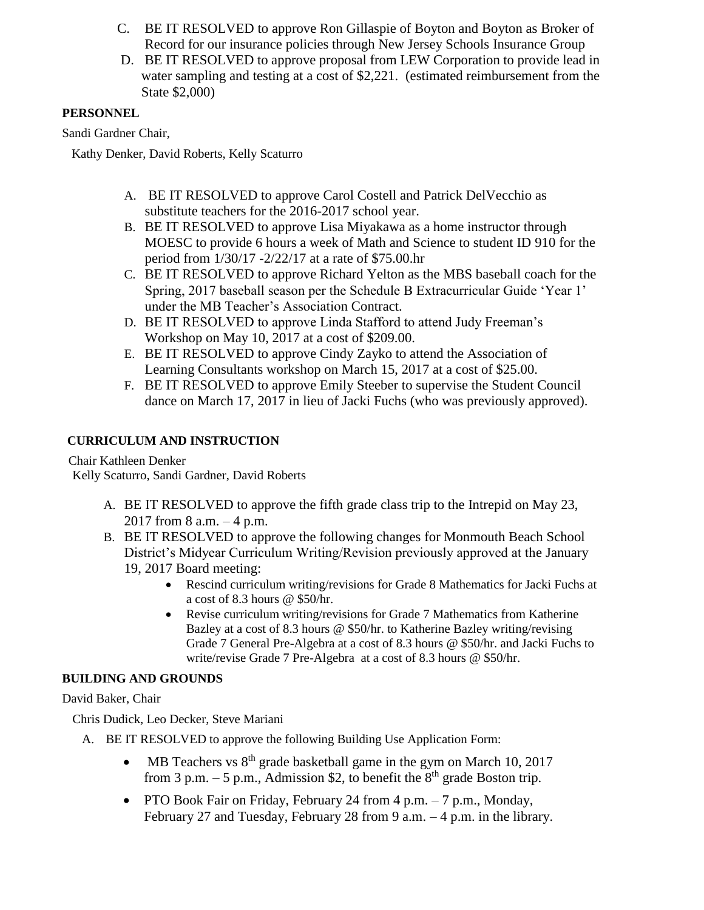C. BE IT RESOLVED to approve Ron Gillaspie of Boyton and Boyton as Broker of Record for our insurance policies through New Jersey Schools Insurance Group

D. BE IT RESOLVED to approve proposal from LEW Corporation to provide lead in water sampling and testing at a cost of $2,221. (estimated reimbursement from the State $2,000)

**PERSONNEL**

Sandi Gardner Chair,

Kathy Denker, David Roberts, Kelly Scaturro

A. BE IT RESOLVED to approve Carol Costell and Patrick DelVecchio as substitute teachers for the 2016-2017 school year.
B. BE IT RESOLVED to approve Lisa Miyakawa as a home instructor through MOESC to provide 6 hours a week of Math and Science to student ID 910 for the period from 1/30/17 -2/22/17 at a rate of $75.00.hr
C. BE IT RESOLVED to approve Richard Yelton as the MBS baseball coach for the Spring, 2017 baseball season per the Schedule B Extracurricular Guide 'Year 1' under the MB Teacher's Association Contract.
D. BE IT RESOLVED to approve Linda Stafford to attend Judy Freeman's Workshop on May 10, 2017 at a cost of $209.00.
E. BE IT RESOLVED to approve Cindy Zayko to attend the Association of Learning Consultants workshop on March 15, 2017 at a cost of $25.00.
F. BE IT RESOLVED to approve Emily Steeber to supervise the Student Council dance on March 17, 2017 in lieu of Jacki Fuchs (who was previously approved).

**CURRICULUM AND INSTRUCTION**

Chair Kathleen Denker

Kelly Scaturro, Sandi Gardner, David Roberts

A. BE IT RESOLVED to approve the fifth grade class trip to the Intrepid on May 23, 2017 from 8 a.m. – 4 p.m.
B. BE IT RESOLVED to approve the following changes for Monmouth Beach School District's Midyear Curriculum Writing/Revision previously approved at the January 19, 2017 Board meeting:
    - Rescind curriculum writing/revisions for Grade 8 Mathematics for Jacki Fuchs at a cost of 8.3 hours @ $50/hr.
    - Revise curriculum writing/revisions for Grade 7 Mathematics from Katherine Bazley at a cost of 8.3 hours @ $50/hr. to Katherine Bazley writing/revising Grade 7 General Pre-Algebra at a cost of 8.3 hours @ $50/hr. and Jacki Fuchs to write/revise Grade 7 Pre-Algebra at a cost of 8.3 hours @ $50/hr.

**BUILDING AND GROUNDS**

David Baker, Chair

Chris Dudick, Leo Decker, Steve Mariani

A. BE IT RESOLVED to approve the following Building Use Application Form:
    - MB Teachers vs 8th grade basketball game in the gym on March 10, 2017 from 3 p.m. – 5 p.m., Admission $2, to benefit the 8th grade Boston trip.
    - PTO Book Fair on Friday, February 24 from 4 p.m. – 7 p.m., Monday, February 27 and Tuesday, February 28 from 9 a.m. – 4 p.m. in the library.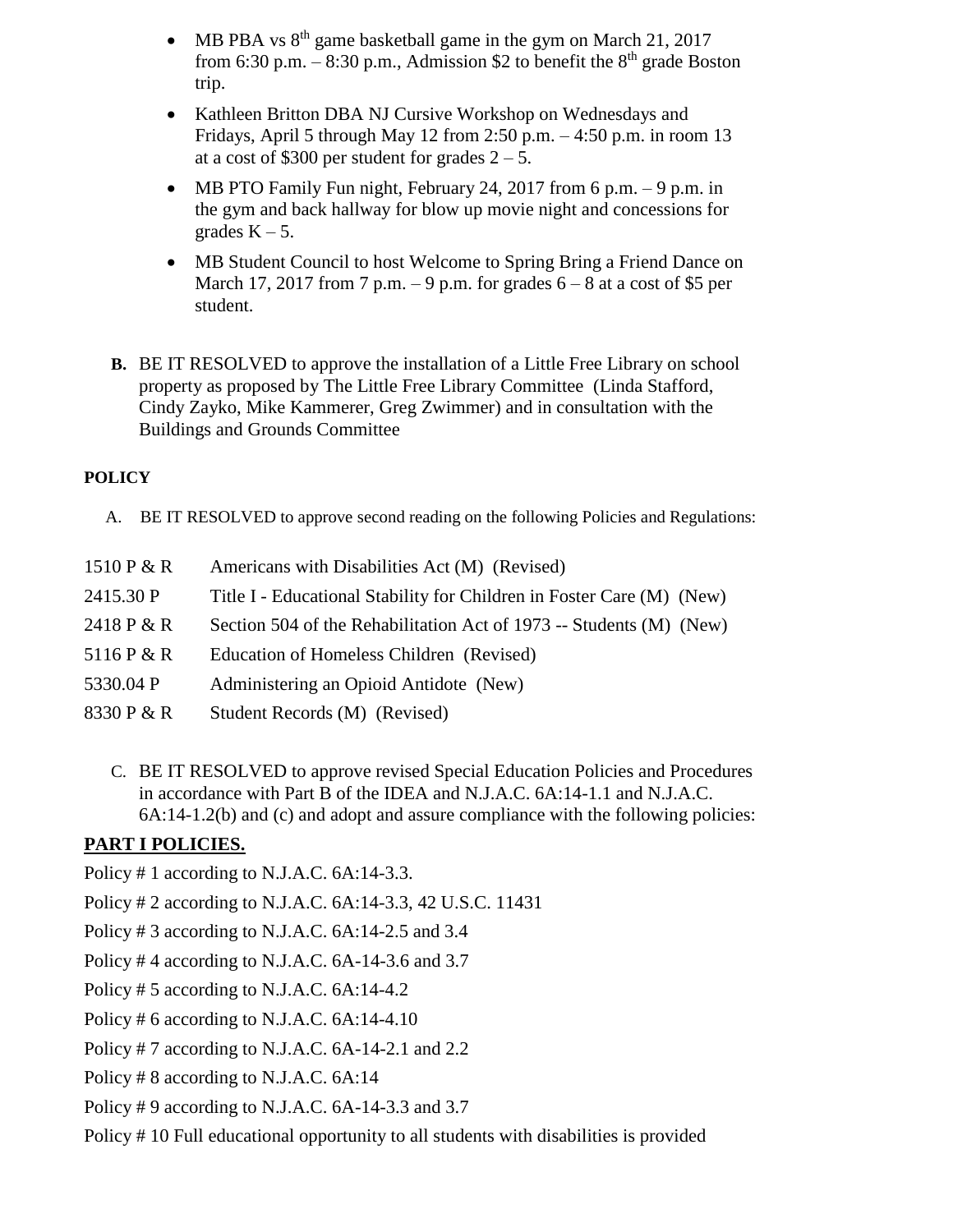- MB PBA vs 8th game basketball game in the gym on March 21, 2017 from 6:30 p.m. – 8:30 p.m., Admission $2 to benefit the 8th grade Boston trip.
- Kathleen Britton DBA NJ Cursive Workshop on Wednesdays and Fridays, April 5 through May 12 from 2:50 p.m. – 4:50 p.m. in room 13 at a cost of $300 per student for grades 2 – 5.
- MB PTO Family Fun night, February 24, 2017 from 6 p.m. – 9 p.m. in the gym and back hallway for blow up movie night and concessions for grades K – 5.
- MB Student Council to host Welcome to Spring Bring a Friend Dance on March 17, 2017 from 7 p.m. – 9 p.m. for grades 6 – 8 at a cost of $5 per student.

**B.** BE IT RESOLVED to approve the installation of a Little Free Library on school property as proposed by The Little Free Library Committee (Linda Stafford, Cindy Zayko, Mike Kammerer, Greg Zwimmer) and in consultation with the Buildings and Grounds Committee

**POLICY**

A. BE IT RESOLVED to approve second reading on the following Policies and Regulations:

| | |
|---|---|
| 1510 P & R | Americans with Disabilities Act (M) (Revised) |
| 2415.30 P | Title I - Educational Stability for Children in Foster Care (M) (New) |
| 2418 P & R | Section 504 of the Rehabilitation Act of 1973 -- Students (M) (New) |
| 5116 P & R | Education of Homeless Children (Revised) |
| 5330.04 P | Administering an Opioid Antidote (New) |
| 8330 P & R | Student Records (M) (Revised) |

C. BE IT RESOLVED to approve revised Special Education Policies and Procedures in accordance with Part B of the IDEA and N.J.A.C. 6A:14-1.1 and N.J.A.C. 6A:14-1.2(b) and (c) and adopt and assure compliance with the following policies:

**PART I POLICIES.**

Policy # 1 according to N.J.A.C. 6A:14-3.3.

Policy # 2 according to N.J.A.C. 6A:14-3.3, 42 U.S.C. 11431

Policy # 3 according to N.J.A.C. 6A:14-2.5 and 3.4

Policy # 4 according to N.J.A.C. 6A-14-3.6 and 3.7

Policy # 5 according to N.J.A.C. 6A:14-4.2

Policy # 6 according to N.J.A.C. 6A:14-4.10

Policy # 7 according to N.J.A.C. 6A-14-2.1 and 2.2

Policy # 8 according to N.J.A.C. 6A:14

Policy # 9 according to N.J.A.C. 6A-14-3.3 and 3.7

Policy # 10 Full educational opportunity to all students with disabilities is provided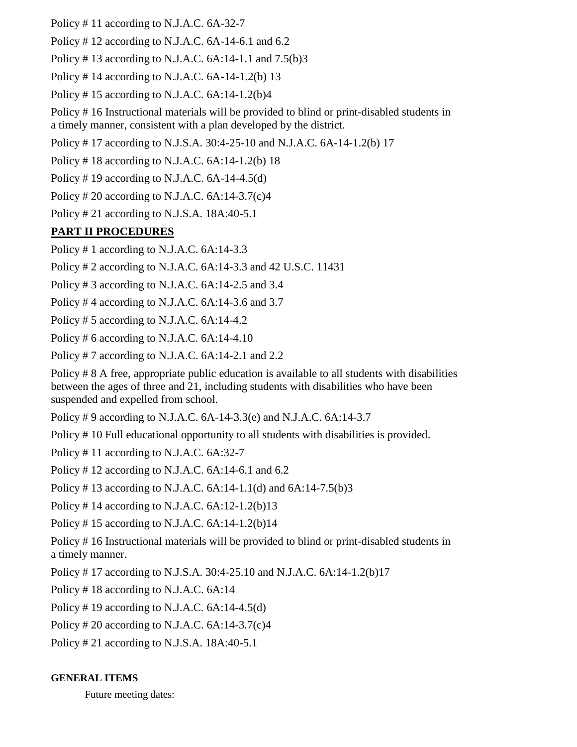Policy # 11 according to N.J.A.C. 6A-32-7

Policy # 12 according to N.J.A.C. 6A-14-6.1 and 6.2

Policy # 13 according to N.J.A.C. 6A:14-1.1 and 7.5(b)3

Policy # 14 according to N.J.A.C. 6A-14-1.2(b) 13

Policy # 15 according to N.J.A.C. 6A:14-1.2(b)4

Policy # 16 Instructional materials will be provided to blind or print-disabled students in a timely manner, consistent with a plan developed by the district.

Policy # 17 according to N.J.S.A. 30:4-25-10 and N.J.A.C. 6A-14-1.2(b) 17

Policy # 18 according to N.J.A.C. 6A:14-1.2(b) 18

Policy # 19 according to N.J.A.C. 6A-14-4.5(d)

Policy # 20 according to N.J.A.C. 6A:14-3.7(c)4

Policy # 21 according to N.J.S.A. 18A:40-5.1

## PART II PROCEDURES

Policy # 1 according to N.J.A.C. 6A:14-3.3

Policy # 2 according to N.J.A.C. 6A:14-3.3 and 42 U.S.C. 11431

Policy # 3 according to N.J.A.C. 6A:14-2.5 and 3.4

Policy # 4 according to N.J.A.C. 6A:14-3.6 and 3.7

Policy # 5 according to N.J.A.C. 6A:14-4.2

Policy # 6 according to N.J.A.C. 6A:14-4.10

Policy # 7 according to N.J.A.C. 6A:14-2.1 and 2.2

Policy # 8 A free, appropriate public education is available to all students with disabilities between the ages of three and 21, including students with disabilities who have been suspended and expelled from school.

Policy # 9 according to N.J.A.C. 6A-14-3.3(e) and N.J.A.C. 6A:14-3.7

Policy # 10 Full educational opportunity to all students with disabilities is provided.

Policy # 11 according to N.J.A.C. 6A:32-7

Policy # 12 according to N.J.A.C. 6A:14-6.1 and 6.2

Policy # 13 according to N.J.A.C. 6A:14-1.1(d) and 6A:14-7.5(b)3

Policy # 14 according to N.J.A.C. 6A:12-1.2(b)13

Policy # 15 according to N.J.A.C. 6A:14-1.2(b)14

Policy # 16 Instructional materials will be provided to blind or print-disabled students in a timely manner.

Policy # 17 according to N.J.S.A. 30:4-25.10 and N.J.A.C. 6A:14-1.2(b)17

Policy # 18 according to N.J.A.C. 6A:14

Policy # 19 according to N.J.A.C. 6A:14-4.5(d)

Policy # 20 according to N.J.A.C. 6A:14-3.7(c)4

Policy # 21 according to N.J.S.A. 18A:40-5.1

**GENERAL ITEMS**

Future meeting dates: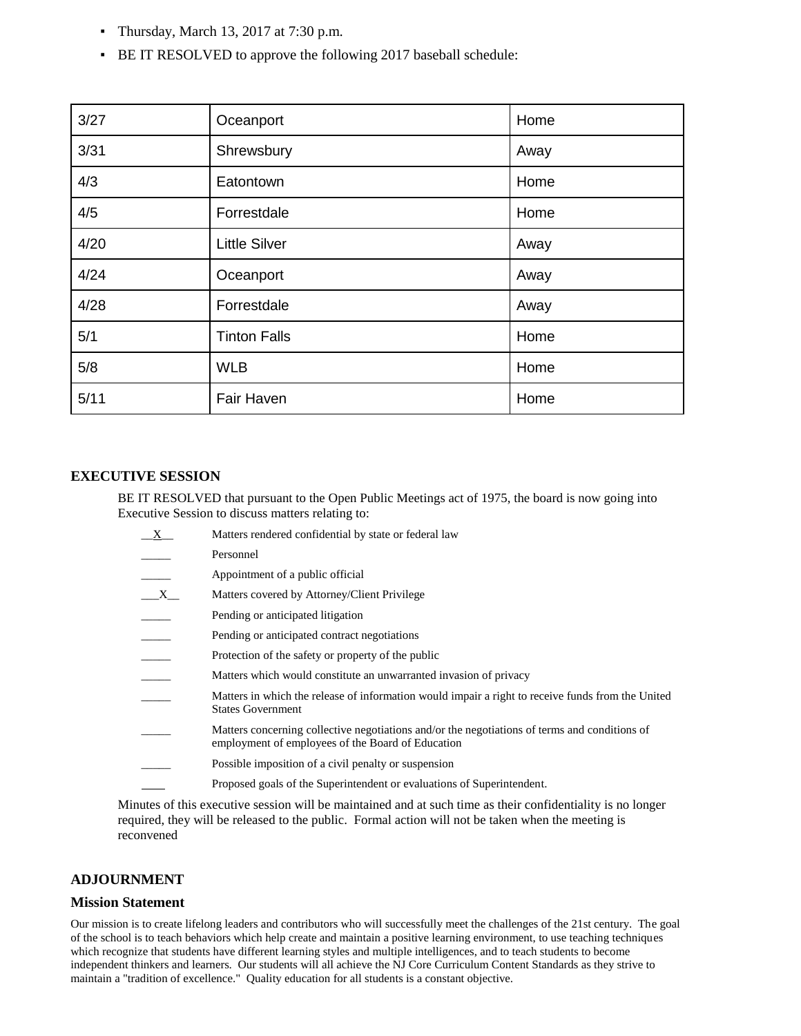- Thursday, March 13, 2017 at 7:30 p.m.
- BE IT RESOLVED to approve the following 2017 baseball schedule:

| | | |
|---|---|---|
| 3/27 | Oceanport | Home |
| 3/31 | Shrewsbury | Away |
| 4/3 | Eatontown | Home |
| 4/5 | Forrestdale | Home |
| 4/20 | Little Silver | Away |
| 4/24 | Oceanport | Away |
| 4/28 | Forrestdale | Away |
| 5/1 | Tinton Falls | Home |
| 5/8 | WLB | Home |
| 5/11 | Fair Haven | Home |

## EXECUTIVE SESSION

BE IT RESOLVED that pursuant to the Open Public Meetings act of 1975, the board is now going into Executive Session to discuss matters relating to:

__X__ Matters rendered confidential by state or federal law

_____ Personnel

_____ Appointment of a public official

___X__ Matters covered by Attorney/Client Privilege

_____ Pending or anticipated litigation

_____ Pending or anticipated contract negotiations

_____ Protection of the safety or property of the public

_____ Matters which would constitute an unwarranted invasion of privacy

_____ Matters in which the release of information would impair a right to receive funds from the United States Government

_____ Matters concerning collective negotiations and/or the negotiations of terms and conditions of employment of employees of the Board of Education

_____ Possible imposition of a civil penalty or suspension

____ Proposed goals of the Superintendent or evaluations of Superintendent.

Minutes of this executive session will be maintained and at such time as their confidentiality is no longer required, they will be released to the public. Formal action will not be taken when the meeting is reconvened

## ADJOURNMENT

### Mission Statement

Our mission is to create lifelong leaders and contributors who will successfully meet the challenges of the 21st century. The goal of the school is to teach behaviors which help create and maintain a positive learning environment, to use teaching techniques which recognize that students have different learning styles and multiple intelligences, and to teach students to become independent thinkers and learners. Our students will all achieve the NJ Core Curriculum Content Standards as they strive to maintain a "tradition of excellence." Quality education for all students is a constant objective.